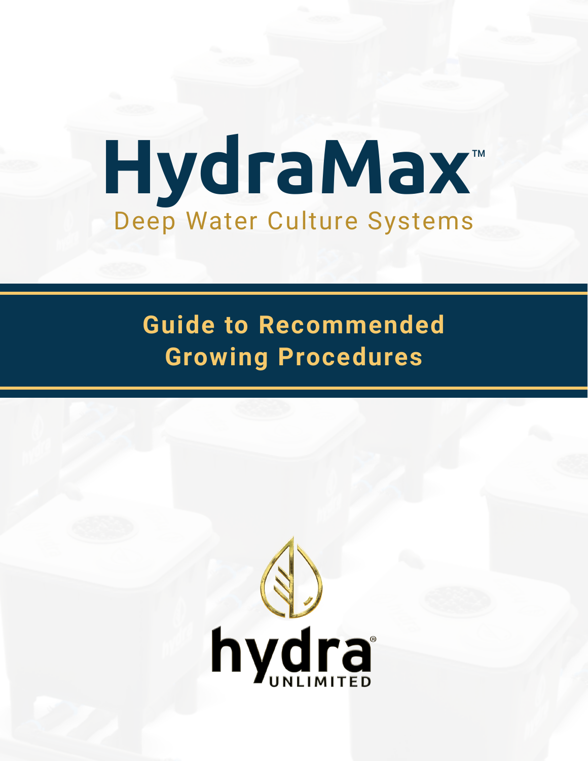# HydraMax™

Deep Water Culture Systems

## Guide to Recommended Growing Procedures

hydra® UNLIMITED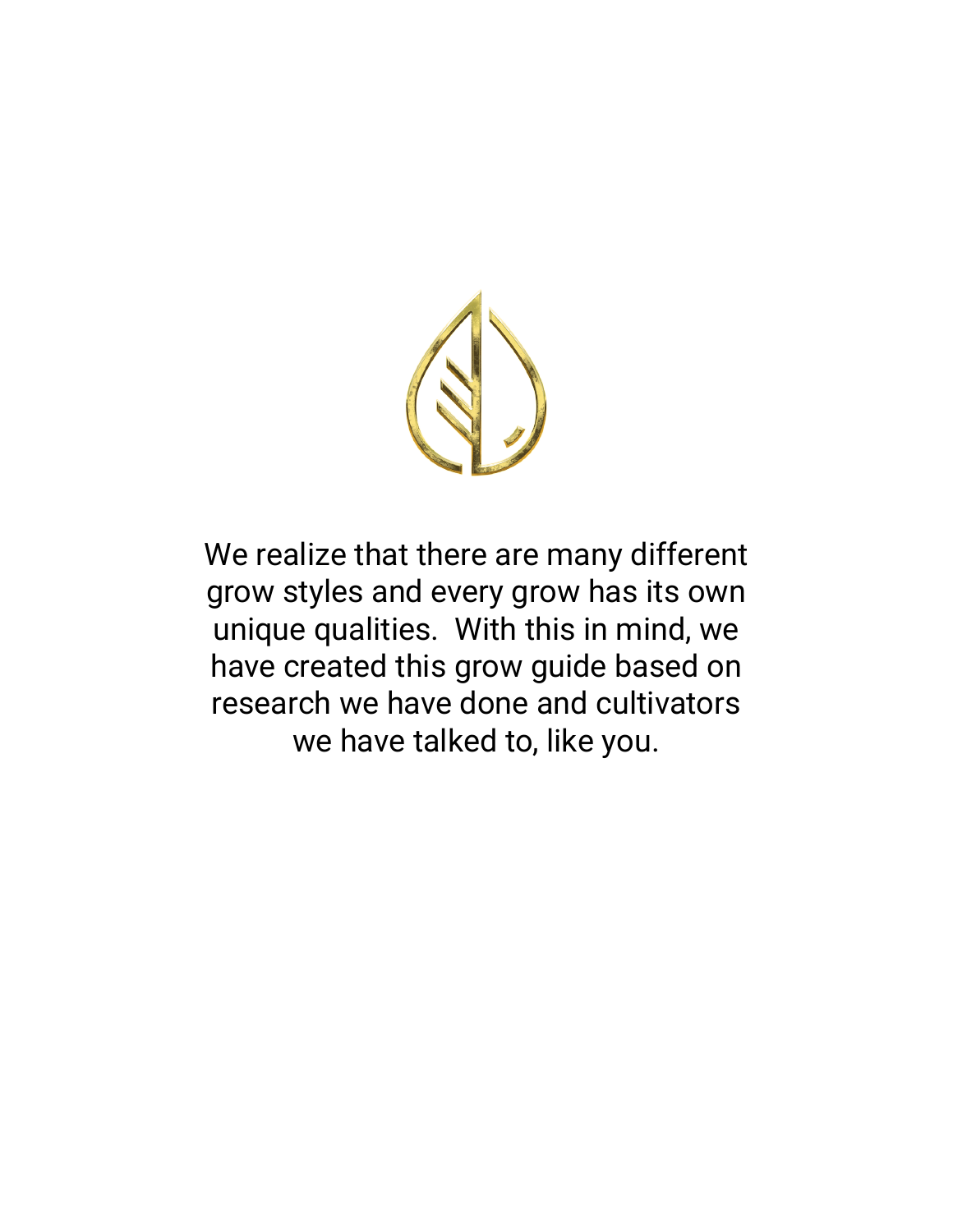We realize that there are many different grow styles and every grow has its own unique qualities. With this in mind, we have created this grow guide based on research we have done and cultivators we have talked to, like you.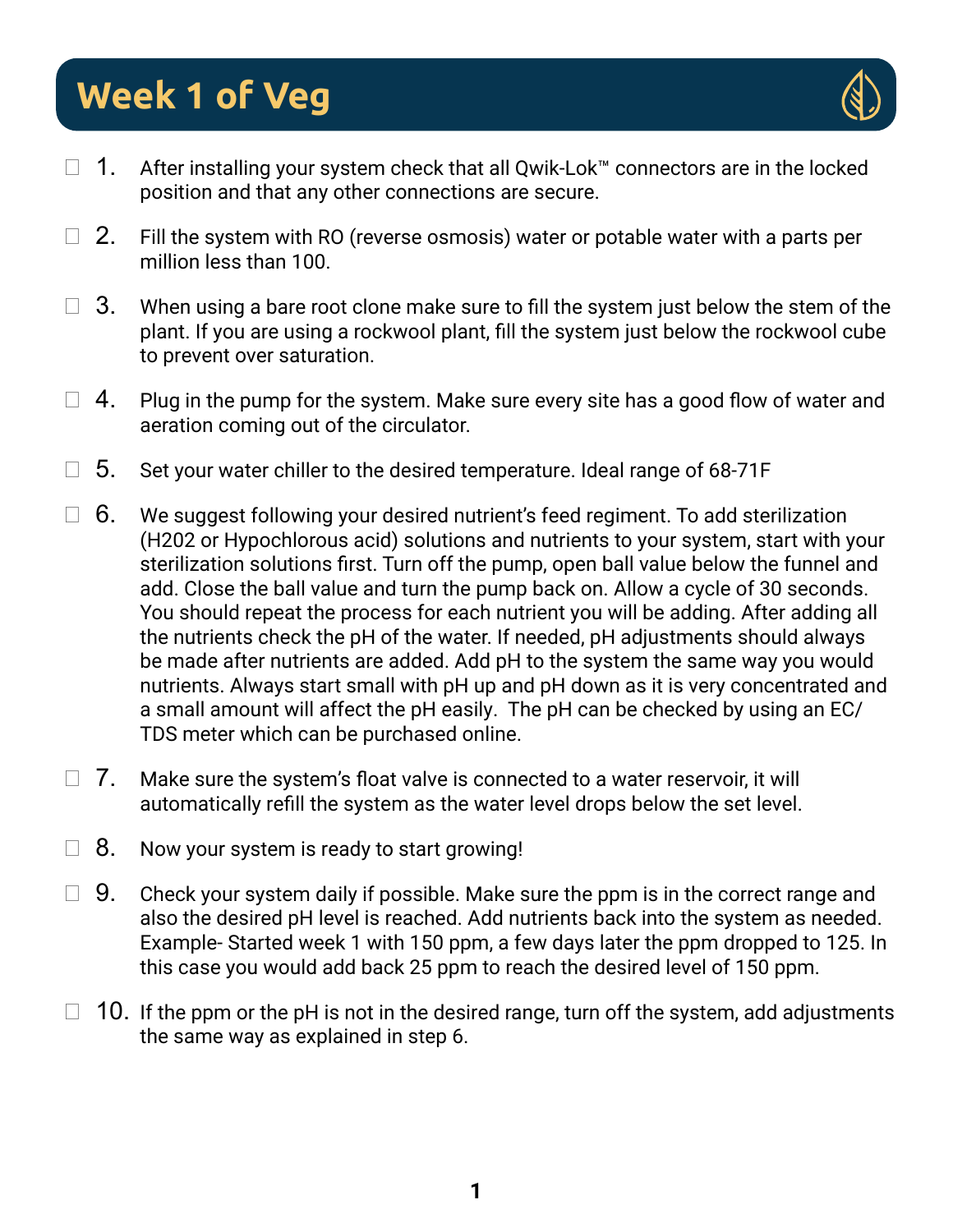# Week 1 of Veg

- [ ] 1. After installing your system check that all Qwik-Lok™ connectors are in the locked position and that any other connections are secure.
- [ ] 2. Fill the system with RO (reverse osmosis) water or potable water with a parts per million less than 100.
- [ ] 3. When using a bare root clone make sure to fill the system just below the stem of the plant. If you are using a rockwool plant, fill the system just below the rockwool cube to prevent over saturation.
- [ ] 4. Plug in the pump for the system. Make sure every site has a good flow of water and aeration coming out of the circulator.
- [ ] 5. Set your water chiller to the desired temperature. Ideal range of 68-71F
- [ ] 6. We suggest following your desired nutrient's feed regiment. To add sterilization (H202 or Hypochlorous acid) solutions and nutrients to your system, start with your sterilization solutions first. Turn off the pump, open ball value below the funnel and add. Close the ball value and turn the pump back on. Allow a cycle of 30 seconds. You should repeat the process for each nutrient you will be adding. After adding all the nutrients check the pH of the water. If needed, pH adjustments should always be made after nutrients are added. Add pH to the system the same way you would nutrients. Always start small with pH up and pH down as it is very concentrated and a small amount will affect the pH easily. The pH can be checked by using an EC/TDS meter which can be purchased online.
- [ ] 7. Make sure the system's float valve is connected to a water reservoir, it will automatically refill the system as the water level drops below the set level.
- [ ] 8. Now your system is ready to start growing!
- [ ] 9. Check your system daily if possible. Make sure the ppm is in the correct range and also the desired pH level is reached. Add nutrients back into the system as needed. Example- Started week 1 with 150 ppm, a few days later the ppm dropped to 125. In this case you would add back 25 ppm to reach the desired level of 150 ppm.
- [ ] 10. If the ppm or the pH is not in the desired range, turn off the system, add adjustments the same way as explained in step 6.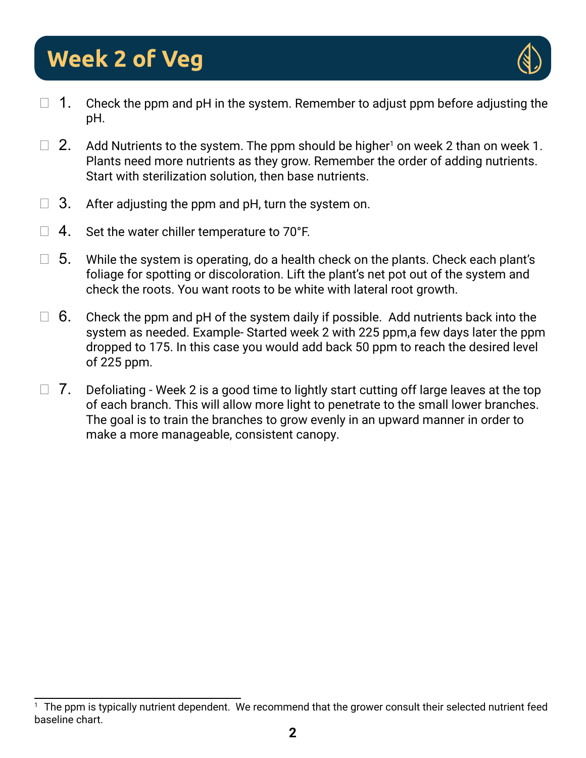# Week 2 of Veg

- [ ] 1. Check the ppm and pH in the system. Remember to adjust ppm before adjusting the pH.
- [ ] 2. Add Nutrients to the system. The ppm should be higher[1] on week 2 than on week 1. Plants need more nutrients as they grow. Remember the order of adding nutrients. Start with sterilization solution, then base nutrients.
- [ ] 3. After adjusting the ppm and pH, turn the system on.
- [ ] 4. Set the water chiller temperature to 70°F.
- [ ] 5. While the system is operating, do a health check on the plants. Check each plant's foliage for spotting or discoloration. Lift the plant's net pot out of the system and check the roots. You want roots to be white with lateral root growth.
- [ ] 6. Check the ppm and pH of the system daily if possible. Add nutrients back into the system as needed. Example- Started week 2 with 225 ppm,a few days later the ppm dropped to 175. In this case you would add back 50 ppm to reach the desired level of 225 ppm.
- [ ] 7. Defoliating - Week 2 is a good time to lightly start cutting off large leaves at the top of each branch. This will allow more light to penetrate to the small lower branches. The goal is to train the branches to grow evenly in an upward manner in order to make a more manageable, consistent canopy.

---

[1] The ppm is typically nutrient dependent. We recommend that the grower consult their selected nutrient feed baseline chart.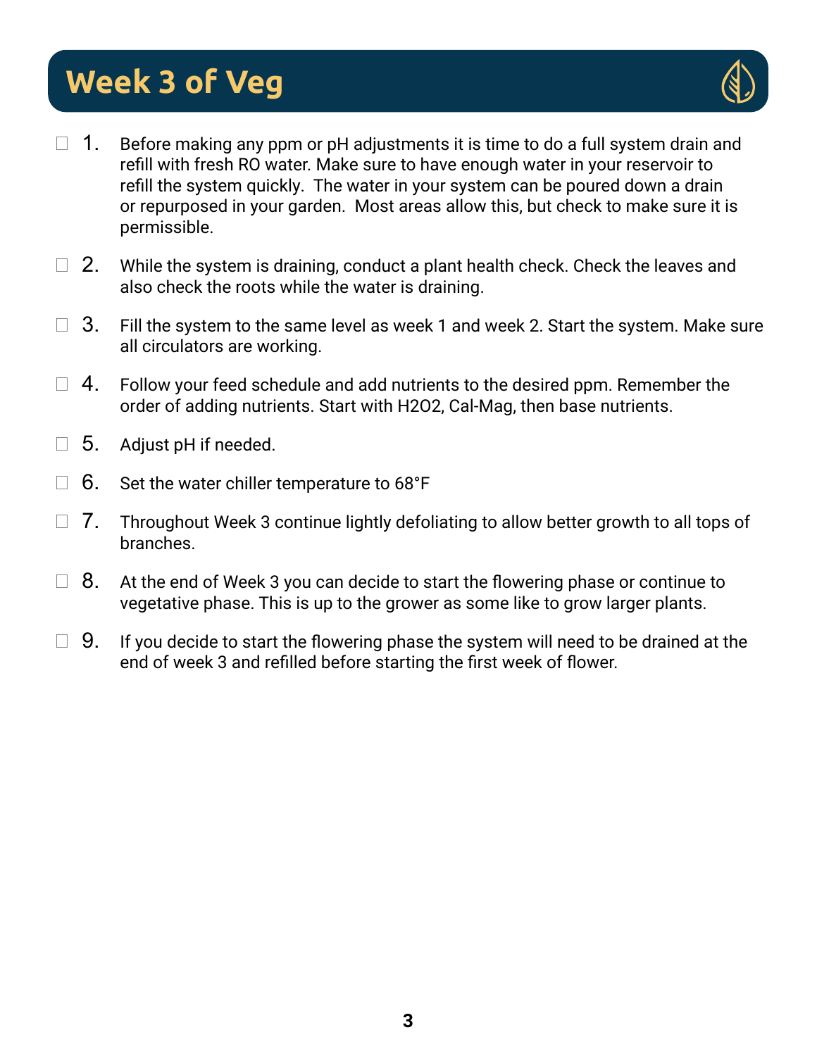# Week 3 of Veg

- [ ] 1. Before making any ppm or pH adjustments it is time to do a full system drain and refill with fresh RO water. Make sure to have enough water in your reservoir to refill the system quickly. The water in your system can be poured down a drain or repurposed in your garden. Most areas allow this, but check to make sure it is permissible.

- [ ] 2. While the system is draining, conduct a plant health check. Check the leaves and also check the roots while the water is draining.

- [ ] 3. Fill the system to the same level as week 1 and week 2. Start the system. Make sure all circulators are working.

- [ ] 4. Follow your feed schedule and add nutrients to the desired ppm. Remember the order of adding nutrients. Start with $H_2O_2$, Cal-Mag, then base nutrients.

- [ ] 5. Adjust pH if needed.

- [ ] 6. Set the water chiller temperature to 68°F

- [ ] 7. Throughout Week 3 continue lightly defoliating to allow better growth to all tops of branches.

- [ ] 8. At the end of Week 3 you can decide to start the flowering phase or continue to vegetative phase. This is up to the grower as some like to grow larger plants.

- [ ] 9. If you decide to start the flowering phase the system will need to be drained at the end of week 3 and refilled before starting the first week of flower.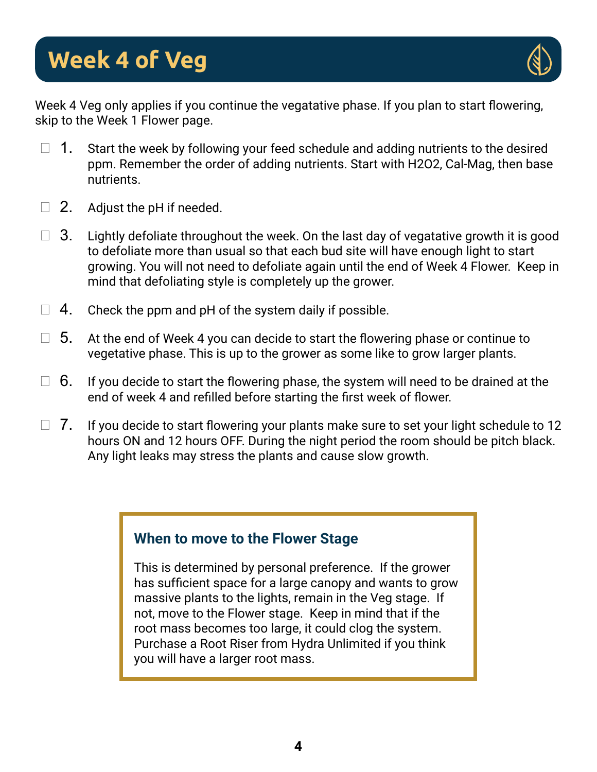# Week 4 of Veg

Week 4 Veg only applies if you continue the vegatative phase. If you plan to start flowering, skip to the Week 1 Flower page.

- [ ] 1. Start the week by following your feed schedule and adding nutrients to the desired ppm. Remember the order of adding nutrients. Start with H2O2, Cal-Mag, then base nutrients.
- [ ] 2. Adjust the pH if needed.
- [ ] 3. Lightly defoliate throughout the week. On the last day of vegatative growth it is good to defoliate more than usual so that each bud site will have enough light to start growing. You will not need to defoliate again until the end of Week 4 Flower. Keep in mind that defoliating style is completely up the grower.
- [ ] 4. Check the ppm and pH of the system daily if possible.
- [ ] 5. At the end of Week 4 you can decide to start the flowering phase or continue to vegetative phase. This is up to the grower as some like to grow larger plants.
- [ ] 6. If you decide to start the flowering phase, the system will need to be drained at the end of week 4 and refilled before starting the first week of flower.
- [ ] 7. If you decide to start flowering your plants make sure to set your light schedule to 12 hours ON and 12 hours OFF. During the night period the room should be pitch black. Any light leaks may stress the plants and cause slow growth.

### When to move to the Flower Stage

This is determined by personal preference. If the grower has sufficient space for a large canopy and wants to grow massive plants to the lights, remain in the Veg stage. If not, move to the Flower stage. Keep in mind that if the root mass becomes too large, it could clog the system. Purchase a Root Riser from Hydra Unlimited if you think you will have a larger root mass.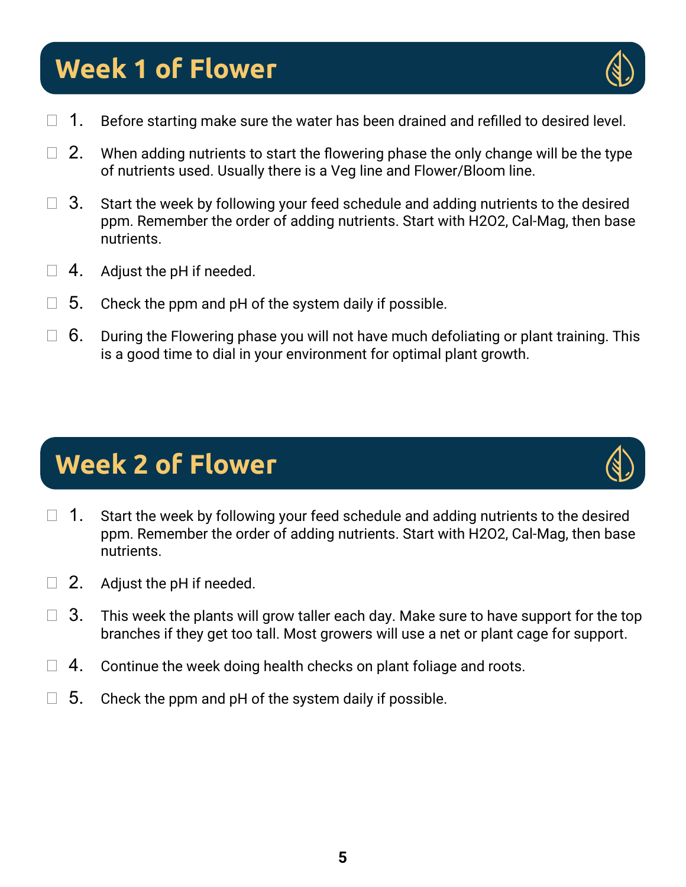## Week 1 of Flower

- [ ] 1. Before starting make sure the water has been drained and refilled to desired level.
- [ ] 2. When adding nutrients to start the flowering phase the only change will be the type of nutrients used. Usually there is a Veg line and Flower/Bloom line.
- [ ] 3. Start the week by following your feed schedule and adding nutrients to the desired ppm. Remember the order of adding nutrients. Start with $H_2O_2$, Cal-Mag, then base nutrients.
- [ ] 4. Adjust the pH if needed.
- [ ] 5. Check the ppm and pH of the system daily if possible.
- [ ] 6. During the Flowering phase you will not have much defoliating or plant training. This is a good time to dial in your environment for optimal plant growth.

## Week 2 of Flower

- [ ] 1. Start the week by following your feed schedule and adding nutrients to the desired ppm. Remember the order of adding nutrients. Start with $H_2O_2$, Cal-Mag, then base nutrients.
- [ ] 2. Adjust the pH if needed.
- [ ] 3. This week the plants will grow taller each day. Make sure to have support for the top branches if they get too tall. Most growers will use a net or plant cage for support.
- [ ] 4. Continue the week doing health checks on plant foliage and roots.
- [ ] 5. Check the ppm and pH of the system daily if possible.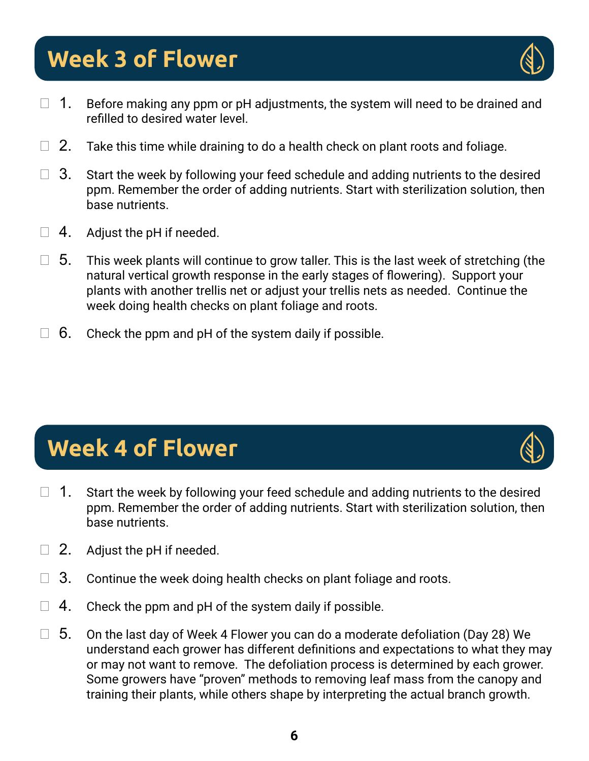## Week 3 of Flower

- [ ] 1. Before making any ppm or pH adjustments, the system will need to be drained and refilled to desired water level.
- [ ] 2. Take this time while draining to do a health check on plant roots and foliage.
- [ ] 3. Start the week by following your feed schedule and adding nutrients to the desired ppm. Remember the order of adding nutrients. Start with sterilization solution, then base nutrients.
- [ ] 4. Adjust the pH if needed.
- [ ] 5. This week plants will continue to grow taller. This is the last week of stretching (the natural vertical growth response in the early stages of flowering). Support your plants with another trellis net or adjust your trellis nets as needed. Continue the week doing health checks on plant foliage and roots.
- [ ] 6. Check the ppm and pH of the system daily if possible.

## Week 4 of Flower

- [ ] 1. Start the week by following your feed schedule and adding nutrients to the desired ppm. Remember the order of adding nutrients. Start with sterilization solution, then base nutrients.
- [ ] 2. Adjust the pH if needed.
- [ ] 3. Continue the week doing health checks on plant foliage and roots.
- [ ] 4. Check the ppm and pH of the system daily if possible.
- [ ] 5. On the last day of Week 4 Flower you can do a moderate defoliation (Day 28) We understand each grower has different definitions and expectations to what they may or may not want to remove. The defoliation process is determined by each grower. Some growers have "proven" methods to removing leaf mass from the canopy and training their plants, while others shape by interpreting the actual branch growth.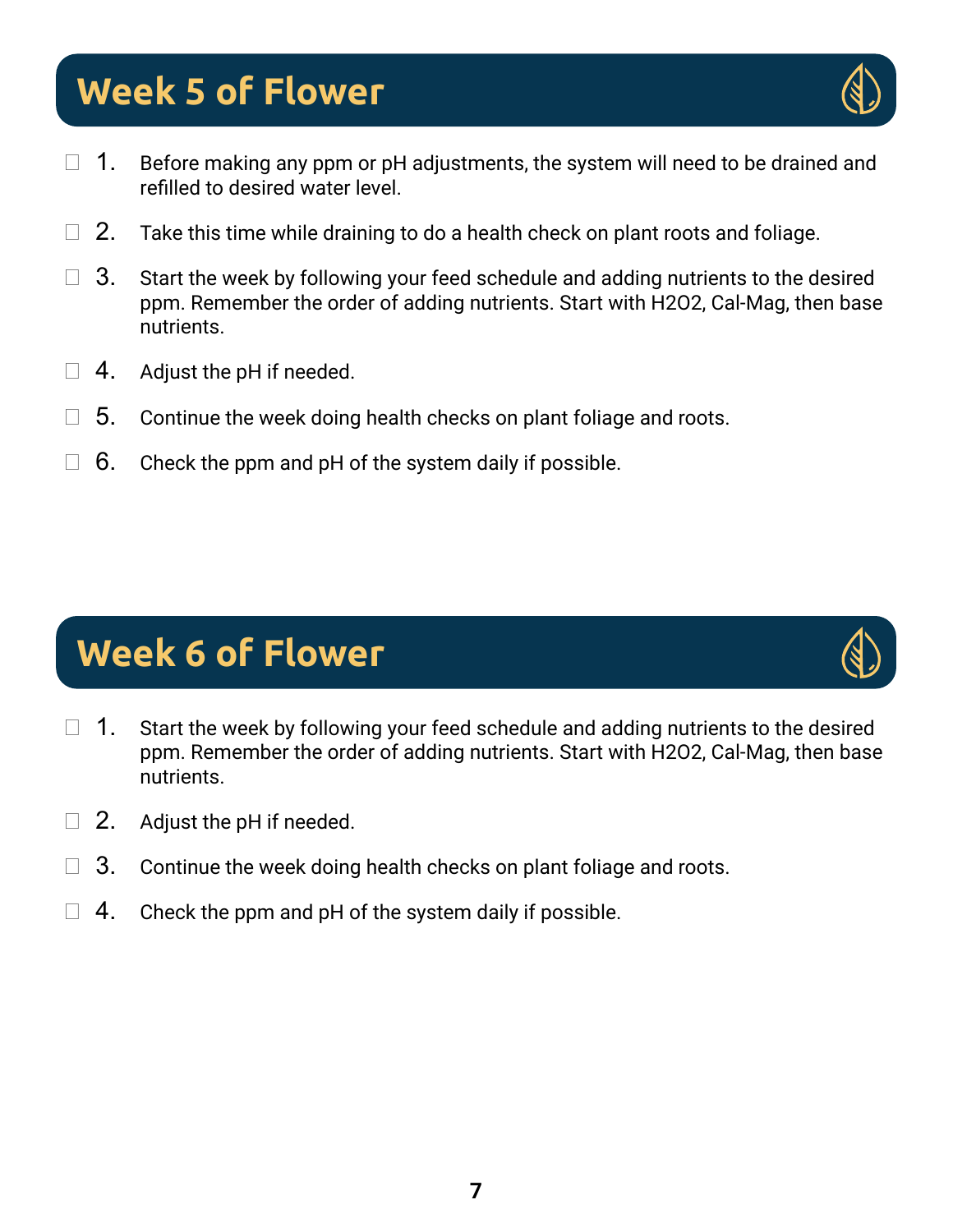## Week 5 of Flower

- [ ] 1. Before making any ppm or pH adjustments, the system will need to be drained and refilled to desired water level.
- [ ] 2. Take this time while draining to do a health check on plant roots and foliage.
- [ ] 3. Start the week by following your feed schedule and adding nutrients to the desired ppm. Remember the order of adding nutrients. Start with $H_2O_2$, Cal-Mag, then base nutrients.
- [ ] 4. Adjust the pH if needed.
- [ ] 5. Continue the week doing health checks on plant foliage and roots.
- [ ] 6. Check the ppm and pH of the system daily if possible.

## Week 6 of Flower

- [ ] 1. Start the week by following your feed schedule and adding nutrients to the desired ppm. Remember the order of adding nutrients. Start with $H_2O_2$, Cal-Mag, then base nutrients.
- [ ] 2. Adjust the pH if needed.
- [ ] 3. Continue the week doing health checks on plant foliage and roots.
- [ ] 4. Check the ppm and pH of the system daily if possible.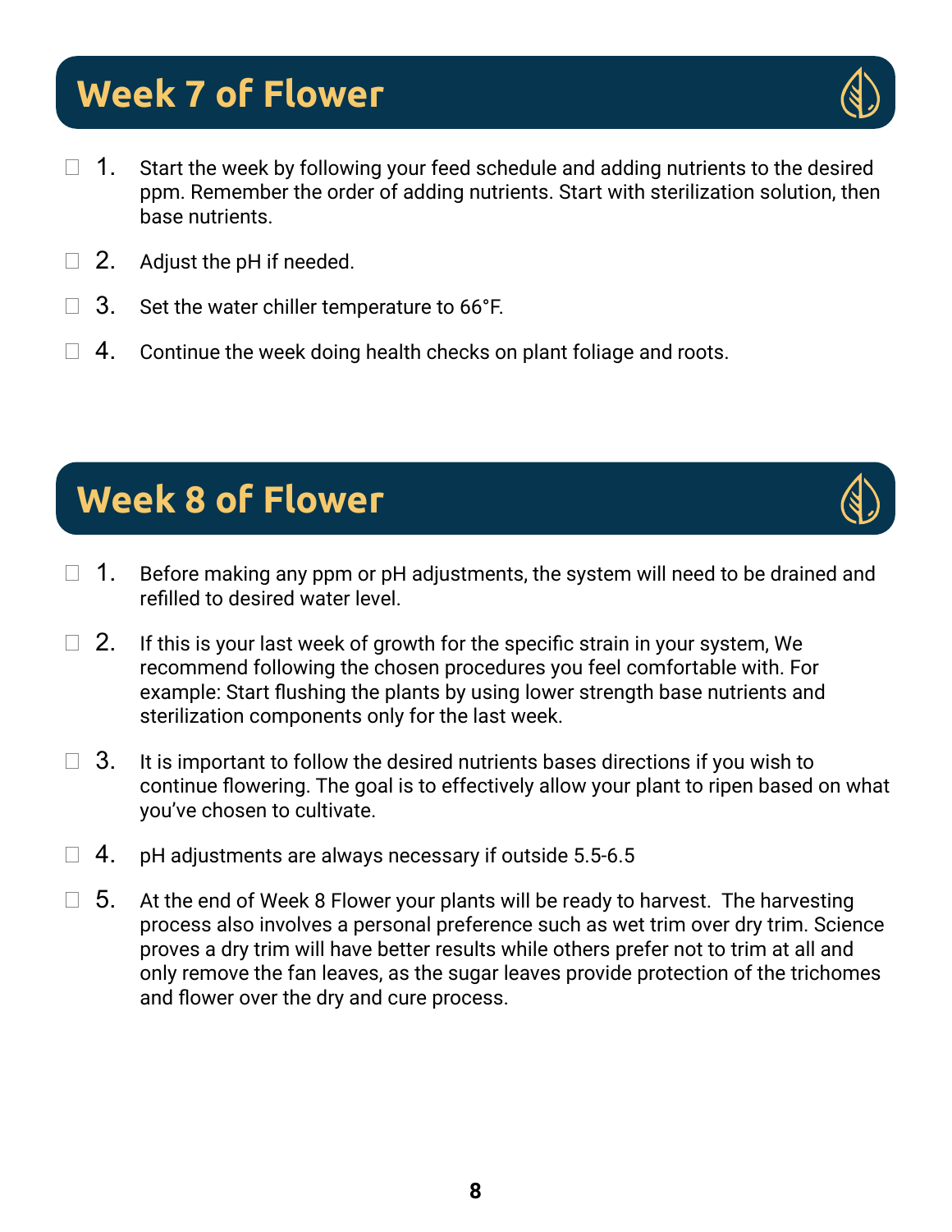## Week 7 of Flower

- [ ] 1. Start the week by following your feed schedule and adding nutrients to the desired ppm. Remember the order of adding nutrients. Start with sterilization solution, then base nutrients.
- [ ] 2. Adjust the pH if needed.
- [ ] 3. Set the water chiller temperature to 66°F.
- [ ] 4. Continue the week doing health checks on plant foliage and roots.

## Week 8 of Flower

- [ ] 1. Before making any ppm or pH adjustments, the system will need to be drained and refilled to desired water level.
- [ ] 2. If this is your last week of growth for the specific strain in your system, We recommend following the chosen procedures you feel comfortable with. For example: Start flushing the plants by using lower strength base nutrients and sterilization components only for the last week.
- [ ] 3. It is important to follow the desired nutrients bases directions if you wish to continue flowering. The goal is to effectively allow your plant to ripen based on what you've chosen to cultivate.
- [ ] 4. pH adjustments are always necessary if outside 5.5-6.5
- [ ] 5. At the end of Week 8 Flower your plants will be ready to harvest. The harvesting process also involves a personal preference such as wet trim over dry trim. Science proves a dry trim will have better results while others prefer not to trim at all and only remove the fan leaves, as the sugar leaves provide protection of the trichomes and flower over the dry and cure process.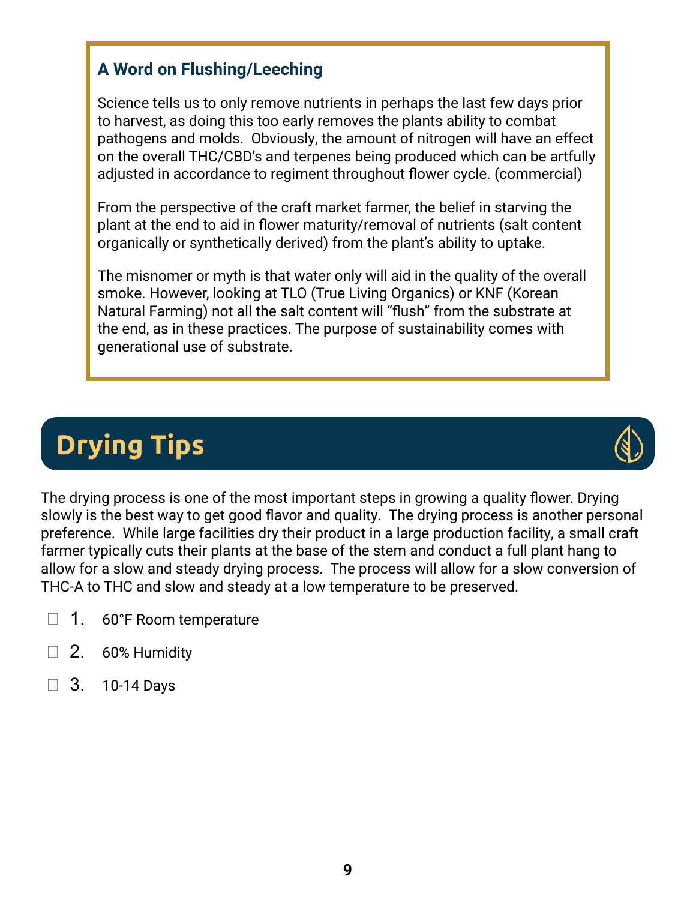### A Word on Flushing/Leeching

Science tells us to only remove nutrients in perhaps the last few days prior to harvest, as doing this too early removes the plants ability to combat pathogens and molds. Obviously, the amount of nitrogen will have an effect on the overall THC/CBD's and terpenes being produced which can be artfully adjusted in accordance to regiment throughout flower cycle. (commercial)

From the perspective of the craft market farmer, the belief in starving the plant at the end to aid in flower maturity/removal of nutrients (salt content organically or synthetically derived) from the plant's ability to uptake.

The misnomer or myth is that water only will aid in the quality of the overall smoke. However, looking at TLO (True Living Organics) or KNF (Korean Natural Farming) not all the salt content will "flush" from the substrate at the end, as in these practices. The purpose of sustainability comes with generational use of substrate.

## Drying Tips

The drying process is one of the most important steps in growing a quality flower. Drying slowly is the best way to get good flavor and quality. The drying process is another personal preference. While large facilities dry their product in a large production facility, a small craft farmer typically cuts their plants at the base of the stem and conduct a full plant hang to allow for a slow and steady drying process. The process will allow for a slow conversion of THC-A to THC and slow and steady at a low temperature to be preserved.

- [ ] 1. 60°F Room temperature
- [ ] 2. 60% Humidity
- [ ] 3. 10-14 Days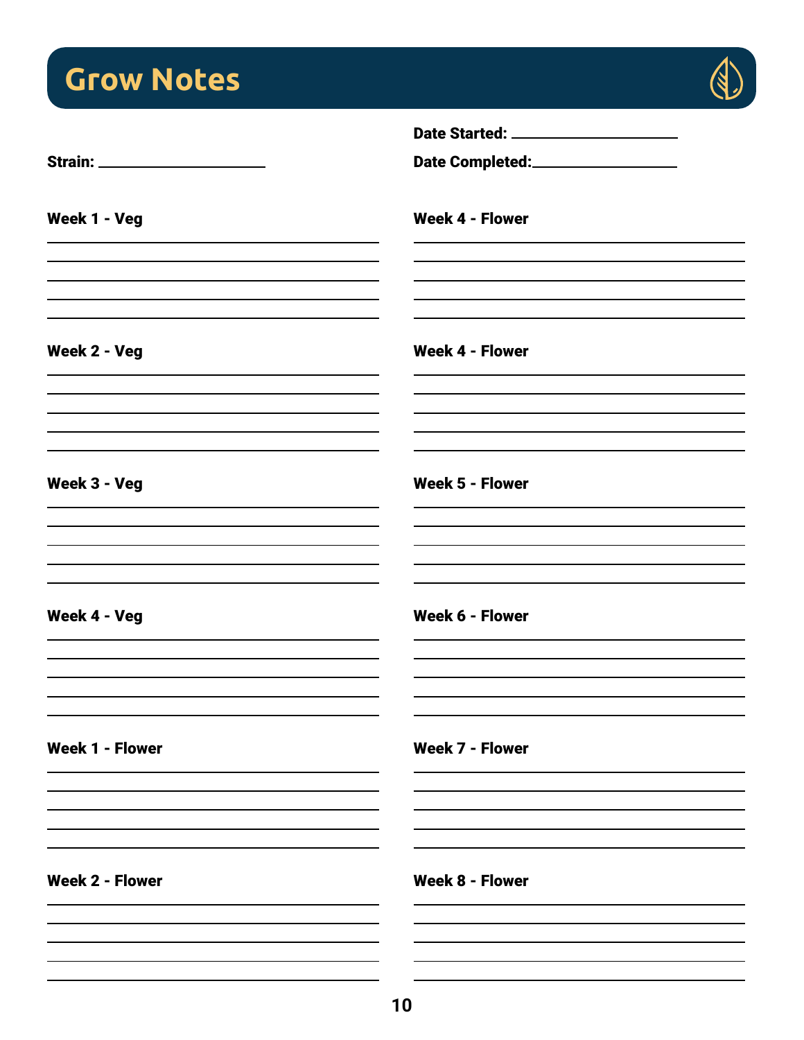# Grow Notes

Date Started: ____________________

Strain: ____________________

Date Completed: ____________________

**Week 1 - Veg**

______________________________
______________________________
______________________________
______________________________
______________________________

**Week 2 - Veg**

______________________________
______________________________
______________________________
______________________________
______________________________

**Week 3 - Veg**

______________________________
______________________________
______________________________
______________________________
______________________________

**Week 4 - Veg**

______________________________
______________________________
______________________________
______________________________
______________________________

**Week 1 - Flower**

______________________________
______________________________
______________________________
______________________________
______________________________

**Week 2 - Flower**

______________________________
______________________________
______________________________
______________________________
______________________________

**Week 4 - Flower**

______________________________
______________________________
______________________________
______________________________
______________________________

**Week 4 - Flower**

______________________________
______________________________
______________________________
______________________________
______________________________

**Week 5 - Flower**

______________________________
______________________________
______________________________
______________________________
______________________________

**Week 6 - Flower**

______________________________
______________________________
______________________________
______________________________
______________________________

**Week 7 - Flower**

______________________________
______________________________
______________________________
______________________________
______________________________

**Week 8 - Flower**

______________________________
______________________________
______________________________
______________________________
______________________________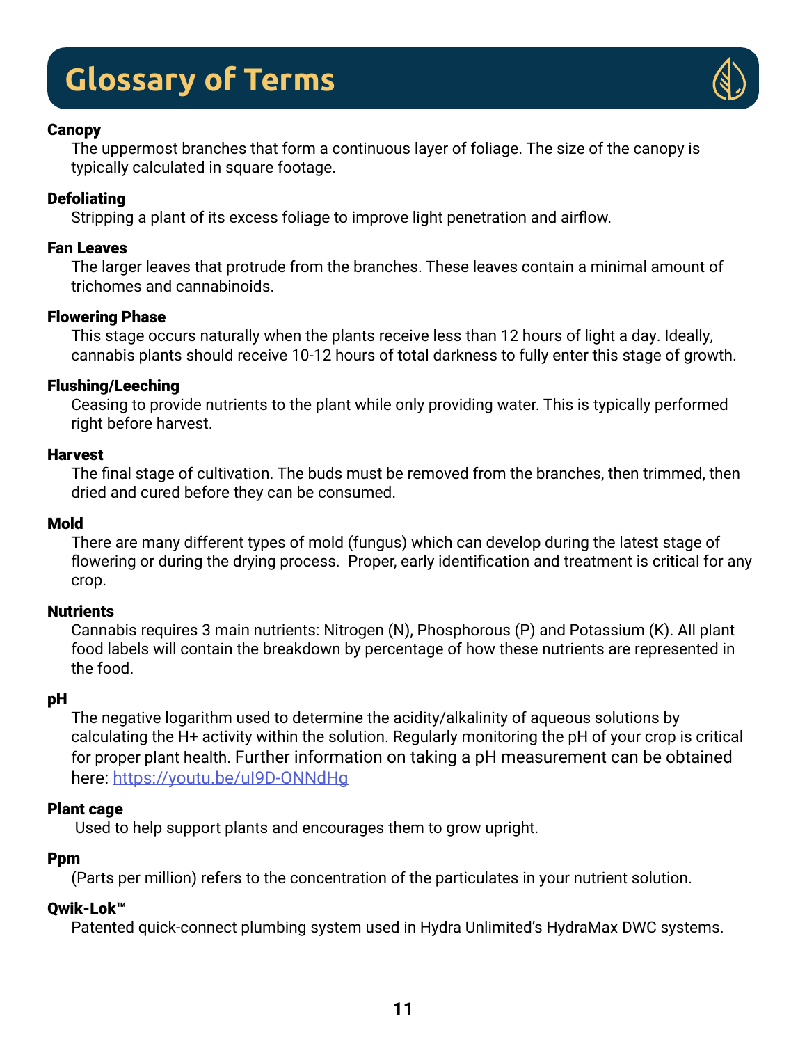# Glossary of Terms

**Canopy**
The uppermost branches that form a continuous layer of foliage. The size of the canopy is typically calculated in square footage.

**Defoliating**
Stripping a plant of its excess foliage to improve light penetration and airflow.

**Fan Leaves**
The larger leaves that protrude from the branches. These leaves contain a minimal amount of trichomes and cannabinoids.

**Flowering Phase**
This stage occurs naturally when the plants receive less than 12 hours of light a day. Ideally, cannabis plants should receive 10-12 hours of total darkness to fully enter this stage of growth.

**Flushing/Leeching**
Ceasing to provide nutrients to the plant while only providing water. This is typically performed right before harvest.

**Harvest**
The final stage of cultivation. The buds must be removed from the branches, then trimmed, then dried and cured before they can be consumed.

**Mold**
There are many different types of mold (fungus) which can develop during the latest stage of flowering or during the drying process. Proper, early identification and treatment is critical for any crop.

**Nutrients**
Cannabis requires 3 main nutrients: Nitrogen (N), Phosphorous (P) and Potassium (K). All plant food labels will contain the breakdown by percentage of how these nutrients are represented in the food.

**pH**
The negative logarithm used to determine the acidity/alkalinity of aqueous solutions by calculating the H+ activity within the solution. Regularly monitoring the pH of your crop is critical for proper plant health. Further information on taking a pH measurement can be obtained here: https://youtu.be/uI9D-ONNdHg

**Plant cage**
Used to help support plants and encourages them to grow upright.

**Ppm**
(Parts per million) refers to the concentration of the particulates in your nutrient solution.

**Qwik-Lok™**
Patented quick-connect plumbing system used in Hydra Unlimited's HydraMax DWC systems.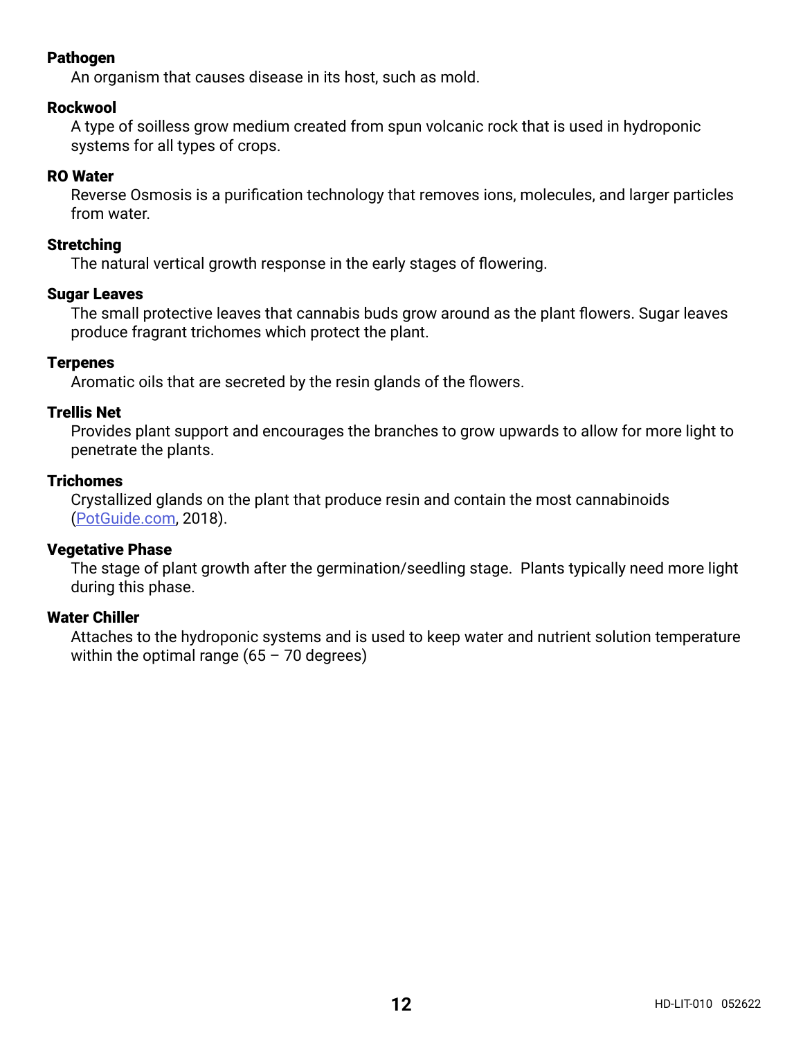**Pathogen**
An organism that causes disease in its host, such as mold.

**Rockwool**
A type of soilless grow medium created from spun volcanic rock that is used in hydroponic systems for all types of crops.

**RO Water**
Reverse Osmosis is a purification technology that removes ions, molecules, and larger particles from water.

**Stretching**
The natural vertical growth response in the early stages of flowering.

**Sugar Leaves**
The small protective leaves that cannabis buds grow around as the plant flowers. Sugar leaves produce fragrant trichomes which protect the plant.

**Terpenes**
Aromatic oils that are secreted by the resin glands of the flowers.

**Trellis Net**
Provides plant support and encourages the branches to grow upwards to allow for more light to penetrate the plants.

**Trichomes**
Crystallized glands on the plant that produce resin and contain the most cannabinoids (PotGuide.com, 2018).

**Vegetative Phase**
The stage of plant growth after the germination/seedling stage. Plants typically need more light during this phase.

**Water Chiller**
Attaches to the hydroponic systems and is used to keep water and nutrient solution temperature within the optimal range (65 – 70 degrees)